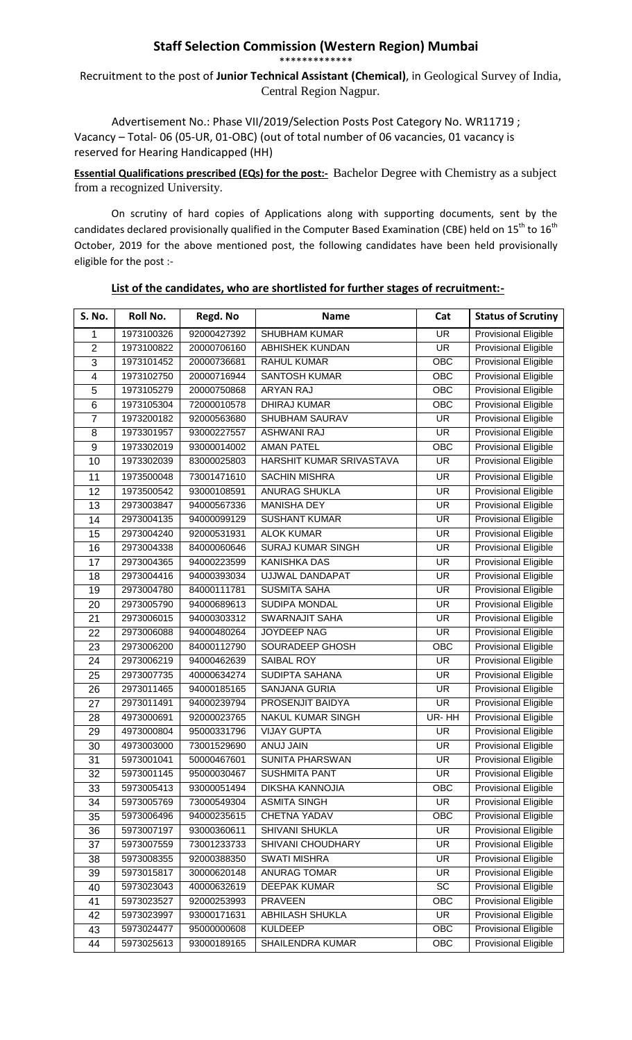# Staff Selection Commission (Western Region) Mumbai

\*\*\*\*\*\*\*\*\*\*\*\*\*

Recruitment to the post of **Junior Technical Assistant (Chemical)**, in Geological Survey of India, Central Region Nagpur.

Advertisement No.: Phase VII/2019/Selection Posts Post Category No. WR11719 ; Vacancy – Total- 06 (05-UR, 01-OBC) (out of total number of 06 vacancies, 01 vacancy is reserved for Hearing Handicapped (HH)

**Essential Qualifications prescribed (EQs) for the post:-** Bachelor Degree with Chemistry as a subject from a recognized University.

On scrutiny of hard copies of Applications along with supporting documents, sent by the candidates declared provisionally qualified in the Computer Based Examination (CBE) held on 15th to 16th October, 2019 for the above mentioned post, the following candidates have been held provisionally eligible for the post :-

**List of the candidates, who are shortlisted for further stages of recruitment:-**

| S. No. | Roll No. | Regd. No | Name | Cat | Status of Scrutiny |
|---|---|---|---|---|---|
| 1 | 1973100326 | 92000427392 | SHUBHAM KUMAR | UR | Provisional Eligible |
| 2 | 1973100822 | 20000706160 | ABHISHEK KUNDAN | UR | Provisional Eligible |
| 3 | 1973101452 | 20000736681 | RAHUL KUMAR | OBC | Provisional Eligible |
| 4 | 1973102750 | 20000716944 | SANTOSH KUMAR | OBC | Provisional Eligible |
| 5 | 1973105279 | 20000750868 | ARYAN RAJ | OBC | Provisional Eligible |
| 6 | 1973105304 | 72000010578 | DHIRAJ KUMAR | OBC | Provisional Eligible |
| 7 | 1973200182 | 92000563680 | SHUBHAM SAURAV | UR | Provisional Eligible |
| 8 | 1973301957 | 93000227557 | ASHWANI RAJ | UR | Provisional Eligible |
| 9 | 1973302019 | 93000014002 | AMAN PATEL | OBC | Provisional Eligible |
| 10 | 1973302039 | 83000025803 | HARSHIT KUMAR SRIVASTAVA | UR | Provisional Eligible |
| 11 | 1973500048 | 73001471610 | SACHIN MISHRA | UR | Provisional Eligible |
| 12 | 1973500542 | 93000108591 | ANURAG SHUKLA | UR | Provisional Eligible |
| 13 | 2973003847 | 94000567336 | MANISHA DEY | UR | Provisional Eligible |
| 14 | 2973004135 | 94000099129 | SUSHANT KUMAR | UR | Provisional Eligible |
| 15 | 2973004240 | 92000531931 | ALOK KUMAR | UR | Provisional Eligible |
| 16 | 2973004338 | 84000060646 | SURAJ KUMAR SINGH | UR | Provisional Eligible |
| 17 | 2973004365 | 94000223599 | KANISHKA DAS | UR | Provisional Eligible |
| 18 | 2973004416 | 94000393034 | UJJWAL DANDAPAT | UR | Provisional Eligible |
| 19 | 2973004780 | 84000111781 | SUSMITA SAHA | UR | Provisional Eligible |
| 20 | 2973005790 | 94000689613 | SUDIPA MONDAL | UR | Provisional Eligible |
| 21 | 2973006015 | 94000303312 | SWARNAJIT SAHA | UR | Provisional Eligible |
| 22 | 2973006088 | 94000480264 | JOYDEEP NAG | UR | Provisional Eligible |
| 23 | 2973006200 | 84000112790 | SOURADEEP GHOSH | OBC | Provisional Eligible |
| 24 | 2973006219 | 94000462639 | SAIBAL ROY | UR | Provisional Eligible |
| 25 | 2973007735 | 40000634274 | SUDIPTA SAHANA | UR | Provisional Eligible |
| 26 | 2973011465 | 94000185165 | SANJANA GURIA | UR | Provisional Eligible |
| 27 | 2973011491 | 94000239794 | PROSENJIT BAIDYA | UR | Provisional Eligible |
| 28 | 4973000691 | 92000023765 | NAKUL KUMAR SINGH | UR- HH | Provisional Eligible |
| 29 | 4973000804 | 95000331796 | VIJAY GUPTA | UR | Provisional Eligible |
| 30 | 4973003000 | 73001529690 | ANUJ JAIN | UR | Provisional Eligible |
| 31 | 5973001041 | 50000467601 | SUNITA PHARSWAN | UR | Provisional Eligible |
| 32 | 5973001145 | 95000030467 | SUSHMITA PANT | UR | Provisional Eligible |
| 33 | 5973005413 | 93000051494 | DIKSHA KANNOJIA | OBC | Provisional Eligible |
| 34 | 5973005769 | 73000549304 | ASMITA SINGH | UR | Provisional Eligible |
| 35 | 5973006496 | 94000235615 | CHETNA YADAV | OBC | Provisional Eligible |
| 36 | 5973007197 | 93000360611 | SHIVANI SHUKLA | UR | Provisional Eligible |
| 37 | 5973007559 | 73001233733 | SHIVANI CHOUDHARY | UR | Provisional Eligible |
| 38 | 5973008355 | 92000388350 | SWATI MISHRA | UR | Provisional Eligible |
| 39 | 5973015817 | 30000620148 | ANURAG TOMAR | UR | Provisional Eligible |
| 40 | 5973023043 | 40000632619 | DEEPAK KUMAR | SC | Provisional Eligible |
| 41 | 5973023527 | 92000253993 | PRAVEEN | OBC | Provisional Eligible |
| 42 | 5973023997 | 93000171631 | ABHILASH SHUKLA | UR | Provisional Eligible |
| 43 | 5973024477 | 95000000608 | KULDEEP | OBC | Provisional Eligible |
| 44 | 5973025613 | 93000189165 | SHAILENDRA KUMAR | OBC | Provisional Eligible |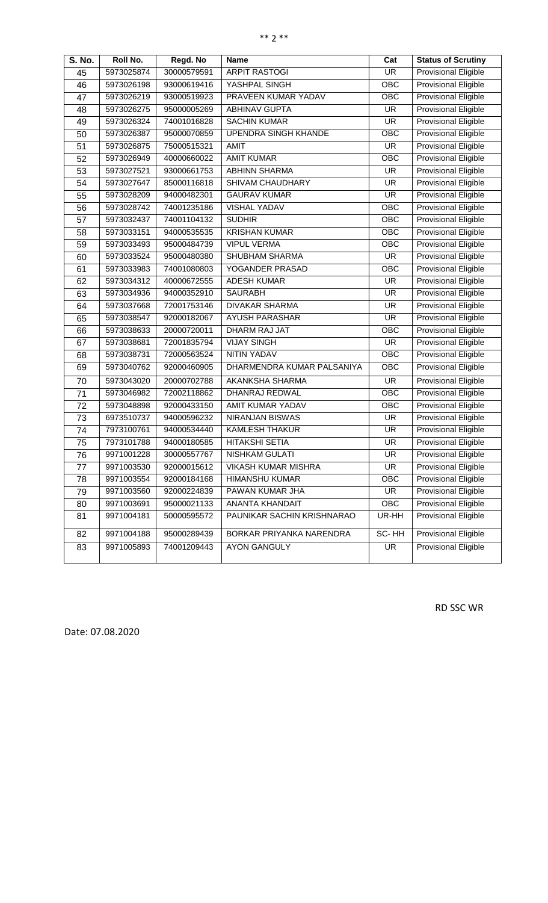| S. No. | Roll No. | Regd. No | Name | Cat | Status of Scrutiny |
|---|---|---|---|---|---|
| 45 | 5973025874 | 30000579591 | ARPIT RASTOGI | UR | Provisional Eligible |
| 46 | 5973026198 | 93000619416 | YASHPAL SINGH | OBC | Provisional Eligible |
| 47 | 5973026219 | 93000519923 | PRAVEEN KUMAR YADAV | OBC | Provisional Eligible |
| 48 | 5973026275 | 95000005269 | ABHINAV GUPTA | UR | Provisional Eligible |
| 49 | 5973026324 | 74001016828 | SACHIN KUMAR | UR | Provisional Eligible |
| 50 | 5973026387 | 95000070859 | UPENDRA SINGH KHANDE | OBC | Provisional Eligible |
| 51 | 5973026875 | 75000515321 | AMIT | UR | Provisional Eligible |
| 52 | 5973026949 | 40000660022 | AMIT KUMAR | OBC | Provisional Eligible |
| 53 | 5973027521 | 93000661753 | ABHINN SHARMA | UR | Provisional Eligible |
| 54 | 5973027647 | 85000116818 | SHIVAM CHAUDHARY | UR | Provisional Eligible |
| 55 | 5973028209 | 94000482301 | GAURAV KUMAR | UR | Provisional Eligible |
| 56 | 5973028742 | 74001235186 | VISHAL YADAV | OBC | Provisional Eligible |
| 57 | 5973032437 | 74001104132 | SUDHIR | OBC | Provisional Eligible |
| 58 | 5973033151 | 94000535535 | KRISHAN KUMAR | OBC | Provisional Eligible |
| 59 | 5973033493 | 95000484739 | VIPUL VERMA | OBC | Provisional Eligible |
| 60 | 5973033524 | 95000480380 | SHUBHAM SHARMA | UR | Provisional Eligible |
| 61 | 5973033983 | 74001080803 | YOGANDER PRASAD | OBC | Provisional Eligible |
| 62 | 5973034312 | 40000672555 | ADESH KUMAR | UR | Provisional Eligible |
| 63 | 5973034936 | 94000352910 | SAURABH | UR | Provisional Eligible |
| 64 | 5973037668 | 72001753146 | DIVAKAR SHARMA | UR | Provisional Eligible |
| 65 | 5973038547 | 92000182067 | AYUSH PARASHAR | UR | Provisional Eligible |
| 66 | 5973038633 | 20000720011 | DHARM RAJ JAT | OBC | Provisional Eligible |
| 67 | 5973038681 | 72001835794 | VIJAY SINGH | UR | Provisional Eligible |
| 68 | 5973038731 | 72000563524 | NITIN YADAV | OBC | Provisional Eligible |
| 69 | 5973040762 | 92000460905 | DHARMENDRA KUMAR PALSANIYA | OBC | Provisional Eligible |
| 70 | 5973043020 | 20000702788 | AKANKSHA SHARMA | UR | Provisional Eligible |
| 71 | 5973046982 | 72002118862 | DHANRAJ REDWAL | OBC | Provisional Eligible |
| 72 | 5973048898 | 92000433150 | AMIT KUMAR YADAV | OBC | Provisional Eligible |
| 73 | 6973510737 | 94000596232 | NIRANJAN BISWAS | UR | Provisional Eligible |
| 74 | 7973100761 | 94000534440 | KAMLESH THAKUR | UR | Provisional Eligible |
| 75 | 7973101788 | 94000180585 | HITAKSHI SETIA | UR | Provisional Eligible |
| 76 | 9971001228 | 30000557767 | NISHKAM GULATI | UR | Provisional Eligible |
| 77 | 9971003530 | 92000015612 | VIKASH KUMAR MISHRA | UR | Provisional Eligible |
| 78 | 9971003554 | 92000184168 | HIMANSHU KUMAR | OBC | Provisional Eligible |
| 79 | 9971003560 | 92000224839 | PAWAN KUMAR JHA | UR | Provisional Eligible |
| 80 | 9971003691 | 95000021133 | ANANTA KHANDAIT | OBC | Provisional Eligible |
| 81 | 9971004181 | 50000595572 | PAUNIKAR SACHIN KRISHNARAO | UR-HH | Provisional Eligible |
| 82 | 9971004188 | 95000289439 | BORKAR PRIYANKA NARENDRA | SC- HH | Provisional Eligible |
| 83 | 9971005893 | 74001209443 | AYON GANGULY | UR | Provisional Eligible |

RD SSC WR

Date: 07.08.2020